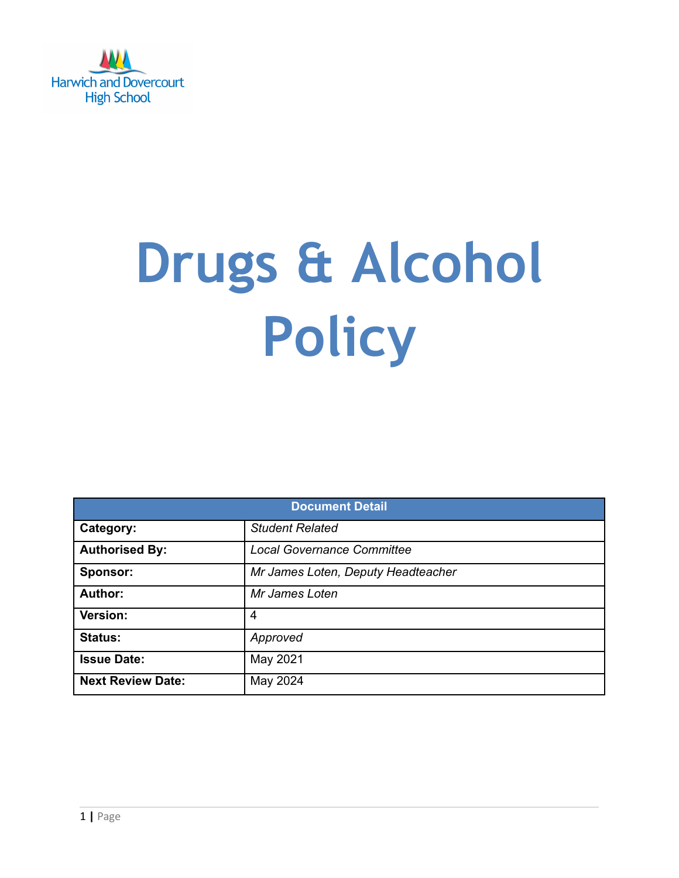Harwich and Dovercourt High School

# Drugs & Alcohol Policy

| Document Detail | |
|---|---|
| **Category:** | *Student Related* |
| **Authorised By:** | *Local Governance Committee* |
| **Sponsor:** | *Mr James Loten, Deputy Headteacher* |
| **Author:** | *Mr James Loten* |
| **Version:** | 4 |
| **Status:** | *Approved* |
| **Issue Date:** | May 2021 |
| **Next Review Date:** | May 2024 |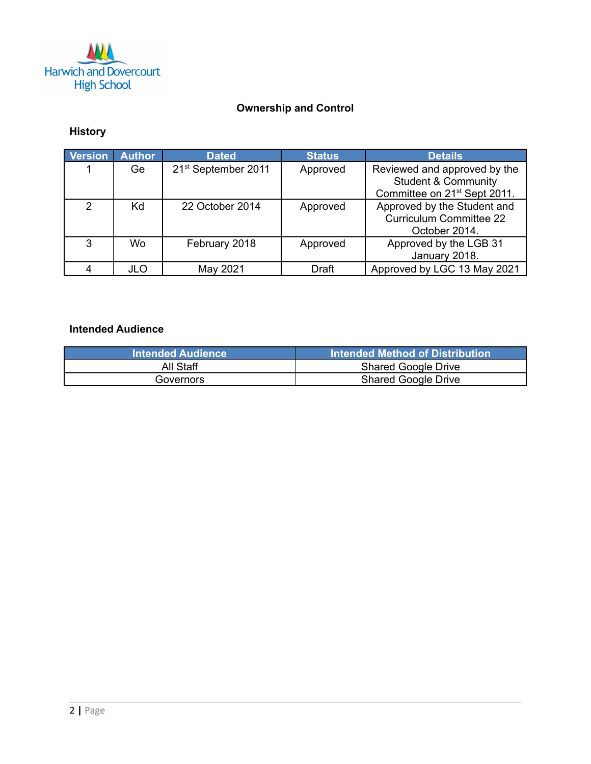## Ownership and Control

### History

| Version | Author | Dated | Status | Details |
|---|---|---|---|---|
| 1 | Ge | 21st September 2011 | Approved | Reviewed and approved by the Student & Community Committee on 21st Sept 2011. |
| 2 | Kd | 22 October 2014 | Approved | Approved by the Student and Curriculum Committee 22 October 2014. |
| 3 | Wo | February 2018 | Approved | Approved by the LGB 31 January 2018. |
| 4 | JLO | May 2021 | Draft | Approved by LGC 13 May 2021 |

### Intended Audience

| Intended Audience | Intended Method of Distribution |
|---|---|
| All Staff | Shared Google Drive |
| Governors | Shared Google Drive |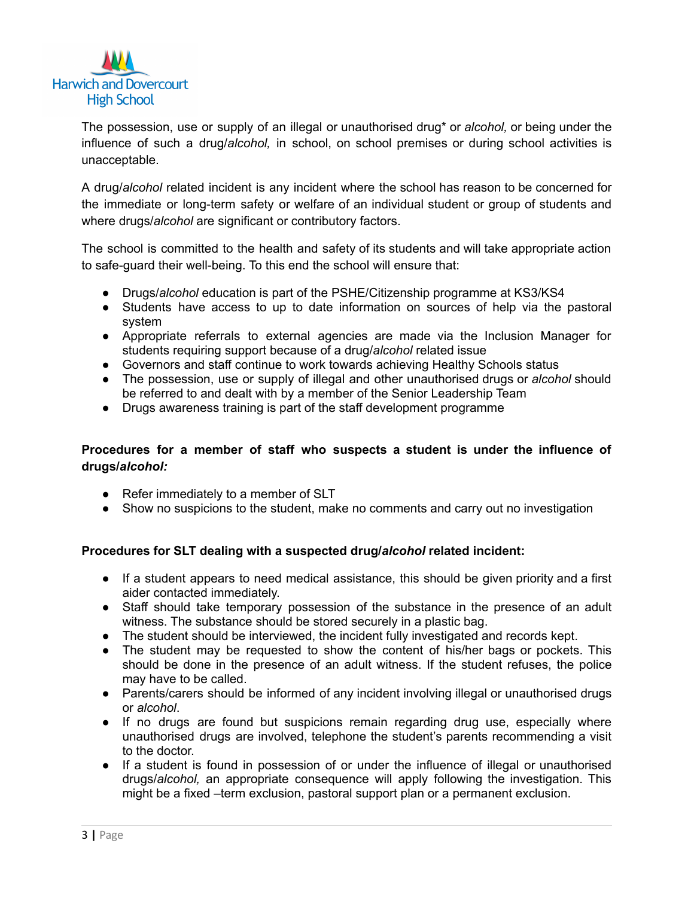The possession, use or supply of an illegal or unauthorised drug* or *alcohol,* or being under the influence of such a drug/*alcohol,* in school, on school premises or during school activities is unacceptable.

A drug/*alcohol* related incident is any incident where the school has reason to be concerned for the immediate or long-term safety or welfare of an individual student or group of students and where drugs/*alcohol* are significant or contributory factors.

The school is committed to the health and safety of its students and will take appropriate action to safe-guard their well-being. To this end the school will ensure that:

- Drugs/*alcohol* education is part of the PSHE/Citizenship programme at KS3/KS4
- Students have access to up to date information on sources of help via the pastoral system
- Appropriate referrals to external agencies are made via the Inclusion Manager for students requiring support because of a drug/*alcohol* related issue
- Governors and staff continue to work towards achieving Healthy Schools status
- The possession, use or supply of illegal and other unauthorised drugs or *alcohol* should be referred to and dealt with by a member of the Senior Leadership Team
- Drugs awareness training is part of the staff development programme

**Procedures for a member of staff who suspects a student is under the influence of drugs/*alcohol:***

- Refer immediately to a member of SLT
- Show no suspicions to the student, make no comments and carry out no investigation

**Procedures for SLT dealing with a suspected drug/*alcohol* related incident:**

- If a student appears to need medical assistance, this should be given priority and a first aider contacted immediately.
- Staff should take temporary possession of the substance in the presence of an adult witness. The substance should be stored securely in a plastic bag.
- The student should be interviewed, the incident fully investigated and records kept.
- The student may be requested to show the content of his/her bags or pockets. This should be done in the presence of an adult witness. If the student refuses, the police may have to be called.
- Parents/carers should be informed of any incident involving illegal or unauthorised drugs or *alcohol*.
- If no drugs are found but suspicions remain regarding drug use, especially where unauthorised drugs are involved, telephone the student's parents recommending a visit to the doctor.
- If a student is found in possession of or under the influence of illegal or unauthorised drugs/*alcohol,* an appropriate consequence will apply following the investigation. This might be a fixed –term exclusion, pastoral support plan or a permanent exclusion.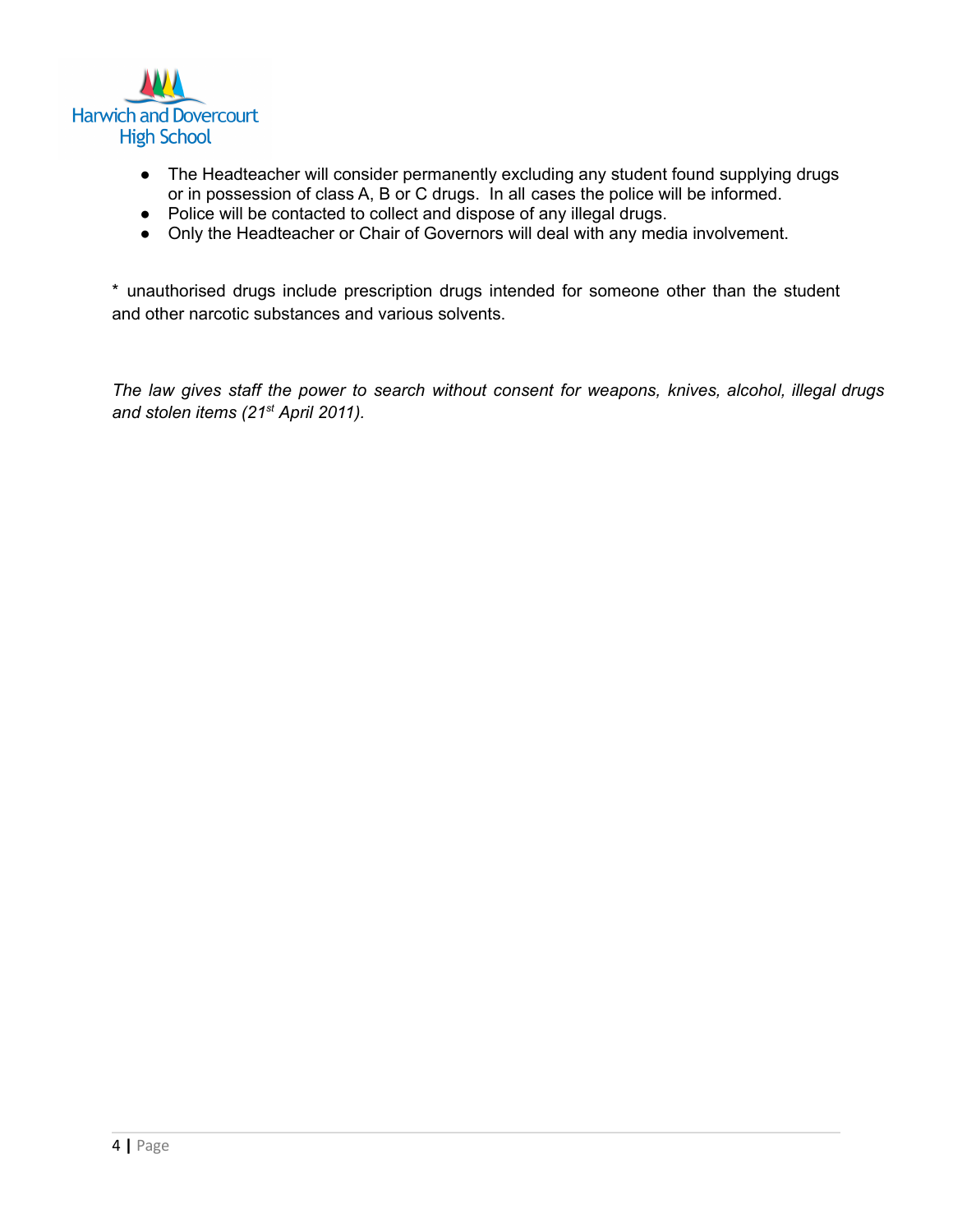- The Headteacher will consider permanently excluding any student found supplying drugs or in possession of class A, B or C drugs. In all cases the police will be informed.
- Police will be contacted to collect and dispose of any illegal drugs.
- Only the Headteacher or Chair of Governors will deal with any media involvement.

* unauthorised drugs include prescription drugs intended for someone other than the student and other narcotic substances and various solvents.

*The law gives staff the power to search without consent for weapons, knives, alcohol, illegal drugs and stolen items (21st April 2011).*